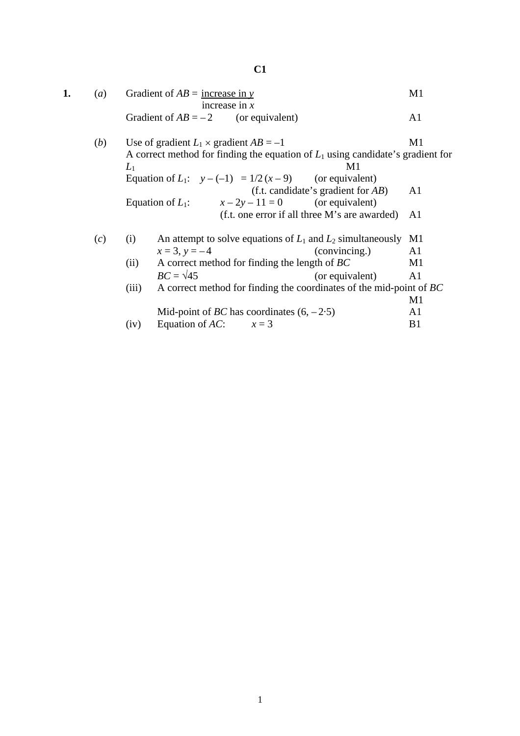# C1

| | | | |
|---|---|---|---|
| **1.** | (*a*) | Gradient of $AB = \dfrac{\text{increase in } y}{\text{increase in } x}$ | M1 |
| | | Gradient of $AB = -2$ (or equivalent) | A1 |
| | (*b*) | Use of gradient $L_1 \times$ gradient $AB = -1$ | M1 |
| | | A correct method for finding the equation of $L_1$ using candidate's gradient for $L_1$ | M1 |
| | | Equation of $L_1$: $y - (-1) = 1/2\,(x - 9)$ (or equivalent) (f.t. candidate's gradient for $AB$) | A1 |
| | | Equation of $L_1$: $x - 2y - 11 = 0$ (or equivalent) (f.t. one error if all three M's are awarded) | A1 |
| | (*c*) | (i) An attempt to solve equations of $L_1$ and $L_2$ simultaneously | M1 |
| | | $x = 3$, $y = -4$ (convincing.) | A1 |
| | | (ii) A correct method for finding the length of $BC$ | M1 |
| | | $BC = \sqrt{45}$ (or equivalent) | A1 |
| | | (iii) A correct method for finding the coordinates of the mid-point of $BC$ | M1 |
| | | Mid-point of $BC$ has coordinates $(6, -2{\cdot}5)$ | A1 |
| | | (iv) Equation of $AC$: $x = 3$ | B1 |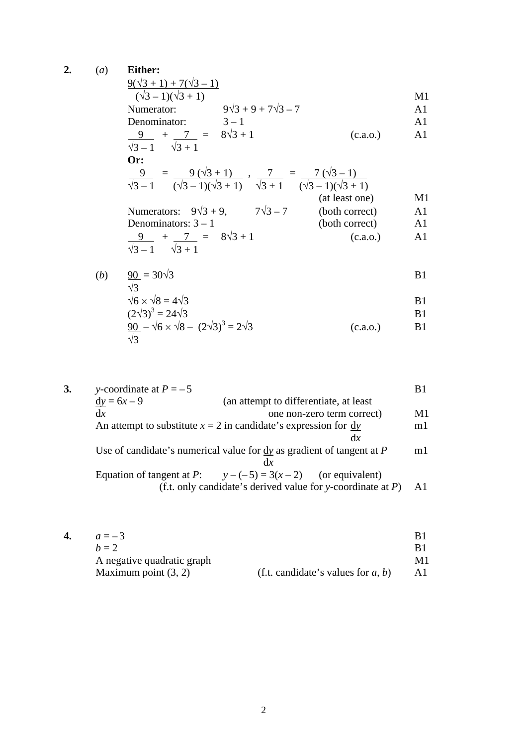**2.** (*a*) **Either:**

$$\frac{9(\sqrt{3} + 1) + 7(\sqrt{3} - 1)}{(\sqrt{3} - 1)(\sqrt{3} + 1)}$$ M1

Numerator: $9\sqrt{3} + 9 + 7\sqrt{3} - 7$ A1

Denominator: $3 - 1$ A1

$\frac{9}{\sqrt{3} - 1} + \frac{7}{\sqrt{3} + 1} = 8\sqrt{3} + 1$ (c.a.o.) A1

**Or:**

$\frac{9}{\sqrt{3} - 1} = \frac{9(\sqrt{3} + 1)}{(\sqrt{3} - 1)(\sqrt{3} + 1)}$, $\frac{7}{\sqrt{3} + 1} = \frac{7(\sqrt{3} - 1)}{(\sqrt{3} - 1)(\sqrt{3} + 1)}$ (at least one) M1

Numerators: $9\sqrt{3} + 9$, $7\sqrt{3} - 7$ (both correct) A1

Denominators: $3 - 1$ (both correct) A1

$\frac{9}{\sqrt{3} - 1} + \frac{7}{\sqrt{3} + 1} = 8\sqrt{3} + 1$ (c.a.o.) A1

(*b*) $\frac{90}{\sqrt{3}} = 30\sqrt{3}$ B1

$\sqrt{6} \times \sqrt{8} = 4\sqrt{3}$ B1

$(2\sqrt{3})^3 = 24\sqrt{3}$ B1

$\frac{90}{\sqrt{3}} - \sqrt{6} \times \sqrt{8} - (2\sqrt{3})^3 = 2\sqrt{3}$ (c.a.o.) B1

**3.** $y$-coordinate at $P = -5$ B1

$\frac{dy}{dx} = 6x - 9$ (an attempt to differentiate, at least one non-zero term correct) M1

An attempt to substitute $x = 2$ in candidate's expression for $\frac{dy}{dx}$ m1

Use of candidate's numerical value for $\frac{dy}{dx}$ as gradient of tangent at $P$ m1

Equation of tangent at $P$: $y - (-5) = 3(x - 2)$ (or equivalent)
(f.t. only candidate's derived value for $y$-coordinate at $P$) A1

**4.** $a = -3$ B1

$b = 2$ B1

A negative quadratic graph M1

Maximum point (3, 2) (f.t. candidate's values for $a$, $b$) A1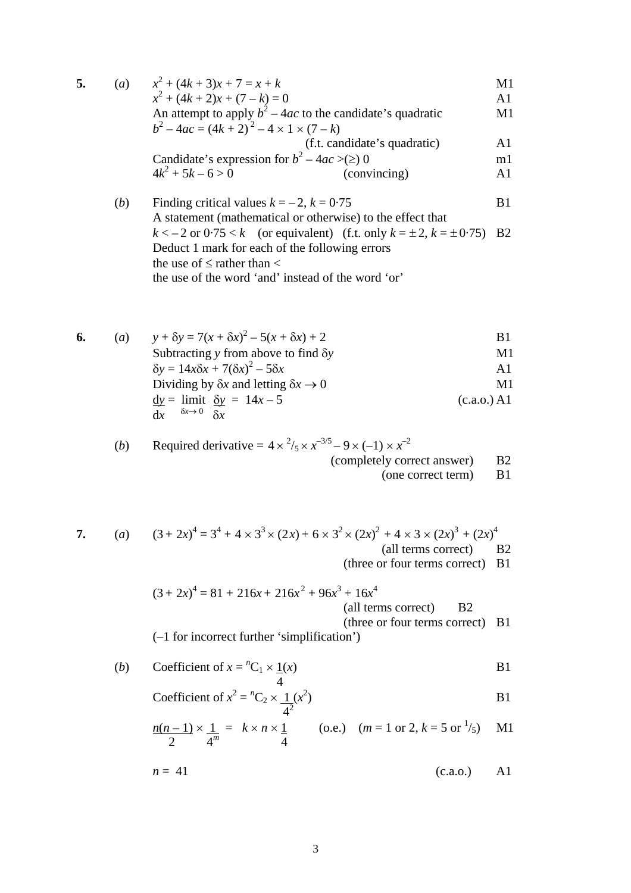**5.** (*a*) $x^2 + (4k + 3)x + 7 = x + k$ M1

$x^2 + (4k + 2)x + (7 - k) = 0$ A1

An attempt to apply $b^2 - 4ac$ to the candidate's quadratic M1

$b^2 - 4ac = (4k + 2)^2 - 4 \times 1 \times (7 - k)$

(f.t. candidate's quadratic) A1

Candidate's expression for $b^2 - 4ac >(\geq) 0$ m1

$4k^2 + 5k - 6 > 0$ (convincing) A1

(*b*) Finding critical values $k = -2$, $k = 0{\cdot}75$ B1

A statement (mathematical or otherwise) to the effect that

$k < -2$ or $0{\cdot}75 < k$ (or equivalent) (f.t. only $k = \pm 2$, $k = \pm 0{\cdot}75$) B2

Deduct 1 mark for each of the following errors

the use of $\leq$ rather than $<$

the use of the word 'and' instead of the word 'or'

**6.** (*a*) $y + \delta y = 7(x + \delta x)^2 - 5(x + \delta x) + 2$ B1

Subtracting $y$ from above to find $\delta y$ M1

$\delta y = 14x\delta x + 7(\delta x)^2 - 5\delta x$ A1

Dividing by $\delta x$ and letting $\delta x \to 0$ M1

$\dfrac{dy}{dx} = \lim\limits_{\delta x \to 0} \dfrac{\delta y}{\delta x} = 14x - 5$ (c.a.o.) A1

(*b*) Required derivative $= 4 \times {}^{2}/_{5} \times x^{-3/5} - 9 \times (-1) \times x^{-2}$

(completely correct answer) B2

(one correct term) B1

**7.** (*a*) $(3 + 2x)^4 = 3^4 + 4 \times 3^3 \times (2x) + 6 \times 3^2 \times (2x)^2 + 4 \times 3 \times (2x)^3 + (2x)^4$

(all terms correct) B2

(three or four terms correct) B1

$(3 + 2x)^4 = 81 + 216x + 216x^2 + 96x^3 + 16x^4$

(all terms correct) B2

(three or four terms correct) B1

(–1 for incorrect further 'simplification')

(*b*) Coefficient of $x = {}^{n}C_1 \times \dfrac{1}{4}(x)$ B1

Coefficient of $x^2 = {}^{n}C_2 \times \dfrac{1}{4^2}(x^2)$ B1

$\dfrac{n(n-1)}{2} \times \dfrac{1}{4^m} = k \times n \times \dfrac{1}{4}$ (o.e.) ($m = 1$ or $2$, $k = 5$ or ${}^{1}/_{5}$) M1

$n = 41$ (c.a.o.) A1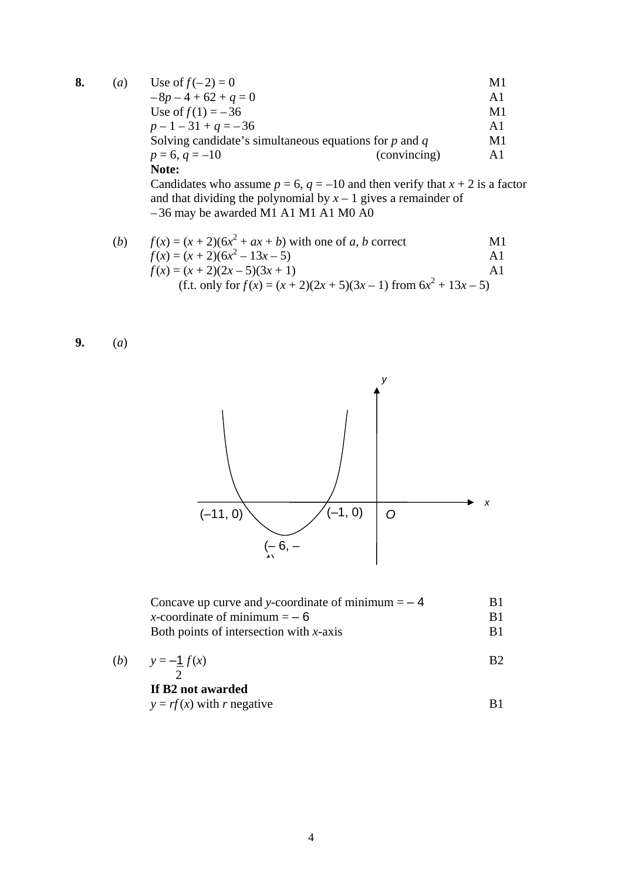**8.** (*a*)

| | |
|---|---|
| Use of $f(-2) = 0$ | M1 |
| $-8p - 4 + 62 + q = 0$ | A1 |
| Use of $f(1) = -36$ | M1 |
| $p - 1 - 31 + q = -36$ | A1 |
| Solving candidate's simultaneous equations for $p$ and $q$ | M1 |
| $p = 6$, $q = -10$ (convincing) | A1 |

**Note:**
Candidates who assume $p = 6$, $q = -10$ and then verify that $x + 2$ is a factor and that dividing the polynomial by $x - 1$ gives a remainder of $-36$ may be awarded M1 A1 M1 A1 M0 A0

(*b*)

| | |
|---|---|
| $f(x) = (x + 2)(6x^2 + ax + b)$ with one of $a$, $b$ correct | M1 |
| $f(x) = (x + 2)(6x^2 - 13x - 5)$ | A1 |
| $f(x) = (x + 2)(2x - 5)(3x + 1)$ | A1 |

(f.t. only for $f(x) = (x + 2)(2x + 5)(3x - 1)$ from $6x^2 + 13x - 5$)

**9.** (*a*)

(Sketch: concave up curve crossing the $x$-axis at $(-11, 0)$ and $(-1, 0)$, with minimum at $(-6, -4)$; axes $x$, $y$, origin $O$.)

| | |
|---|---|
| Concave up curve and $y$-coordinate of minimum $= -4$ | B1 |
| $x$-coordinate of minimum $= -6$ | B1 |
| Both points of intersection with $x$-axis | B1 |

(*b*)

| | |
|---|---|
| $y = -\frac{1}{2} f(x)$ | B2 |
| **If B2 not awarded** | |
| $y = rf(x)$ with $r$ negative | B1 |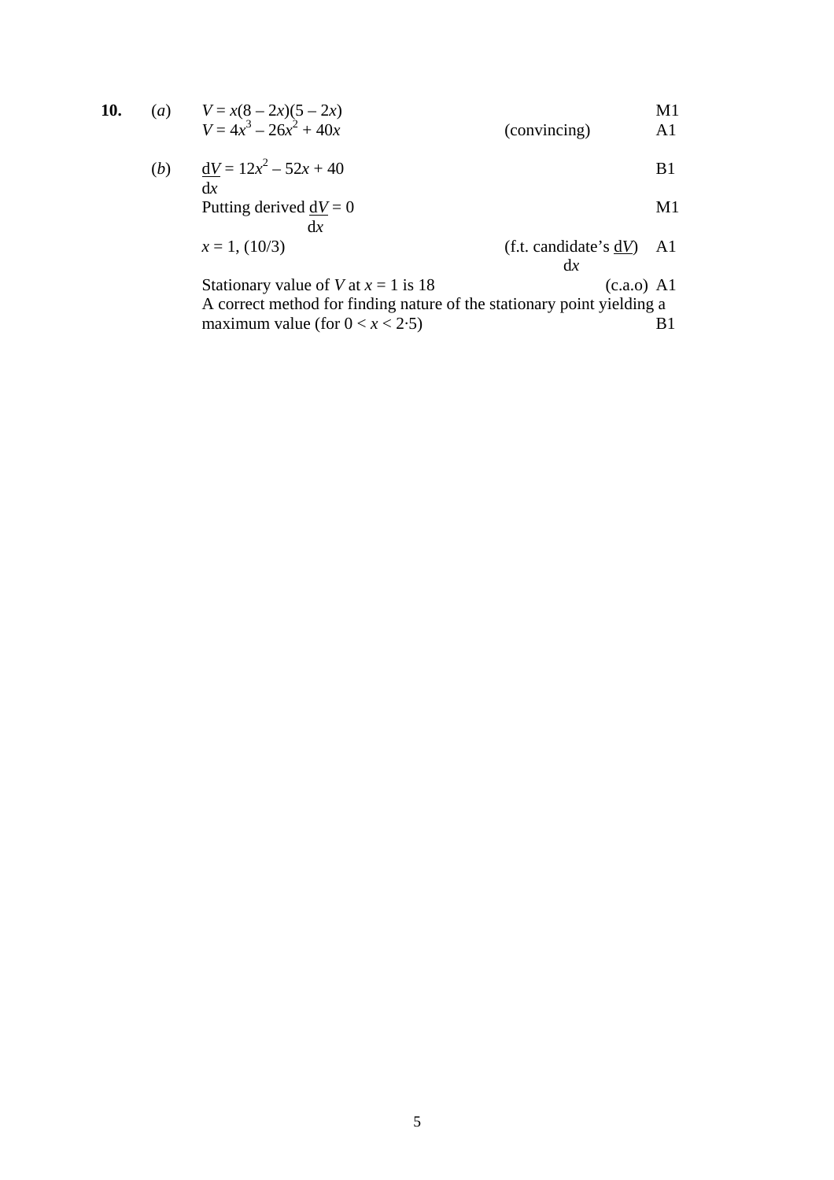**10.** (*a*) $V = x(8 - 2x)(5 - 2x)$ M1

$V = 4x^3 - 26x^2 + 40x$ (convincing) A1

(*b*) $\dfrac{dV}{dx} = 12x^2 - 52x + 40$ B1

Putting derived $\dfrac{dV}{dx} = 0$ M1

$x = 1, (10/3)$ (f.t. candidate's $\dfrac{dV}{dx}$) A1

Stationary value of $V$ at $x = 1$ is 18 (c.a.o) A1

A correct method for finding nature of the stationary point yielding a maximum value (for $0 < x < 2{\cdot}5$) B1